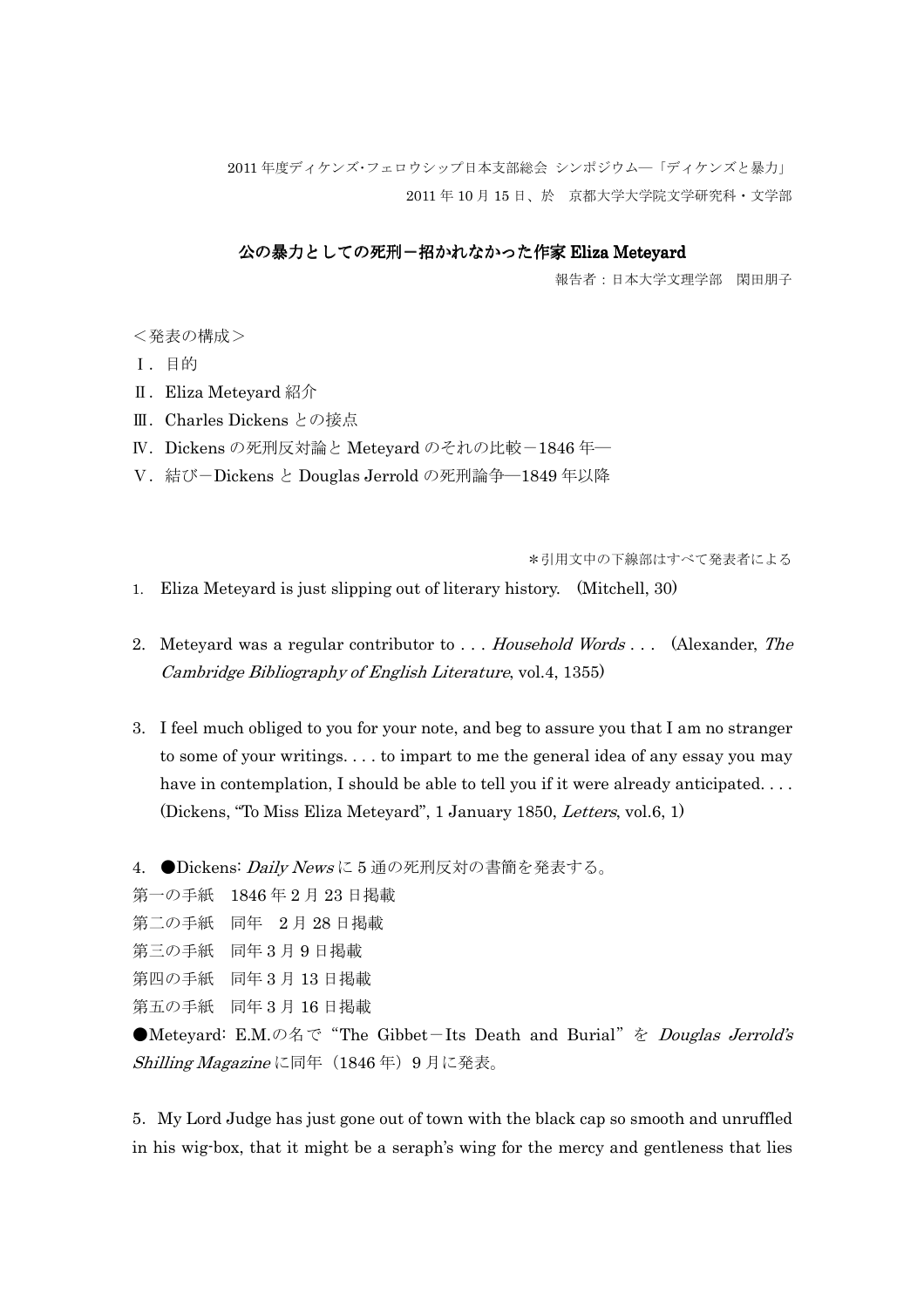2011 年度ディケンズ･フェロウシップ日本支部総会 シンポジウム―「ディケンズと暴力」

2011 年 10 月 15 日、於　京都大学大学院文学研究科・文学部

## 公の暴力としての死刑－招かれなかった作家 Eliza Meteyard

報告者：日本大学文理学部　関田朋子

＜発表の構成＞

Ⅰ．目的

Ⅱ．Eliza Meteyard 紹介

Ⅲ．Charles Dickens との接点

Ⅳ．Dickens の死刑反対論と Meteyard のそれの比較－1846 年―

Ⅴ．結び－Dickens と Douglas Jerrold の死刑論争―1849 年以降

＊引用文中の下線部はすべて発表者による

1. Eliza Meteyard is just slipping out of literary history. (Mitchell, 30)

2. Meteyard was a regular contributor to . . . *Household Words* . . . (Alexander, *The Cambridge Bibliography of English Literature*, vol.4, 1355)

3. I feel much obliged to you for your note, and beg to assure you that I am no stranger to some of your writings. . . . to impart to me the general idea of any essay you may have in contemplation, I should be able to tell you if it were already anticipated. . . . (Dickens, "To Miss Eliza Meteyard", 1 January 1850, *Letters*, vol.6, 1)

4. ●Dickens: *Daily News* に 5 通の死刑反対の書簡を発表する。

第一の手紙　1846 年 2 月 23 日掲載

第二の手紙　同年　2 月 28 日掲載

第三の手紙　同年 3 月 9 日掲載

第四の手紙　同年 3 月 13 日掲載

第五の手紙　同年 3 月 16 日掲載

●Meteyard: E.M.の名で"The Gibbet－Its Death and Burial"を *Douglas Jerrold's Shilling Magazine* に同年（1846 年）9 月に発表。

5. My Lord Judge has just gone out of town with the black cap so smooth and unruffled in his wig-box, that it might be a seraph's wing for the mercy and gentleness that lies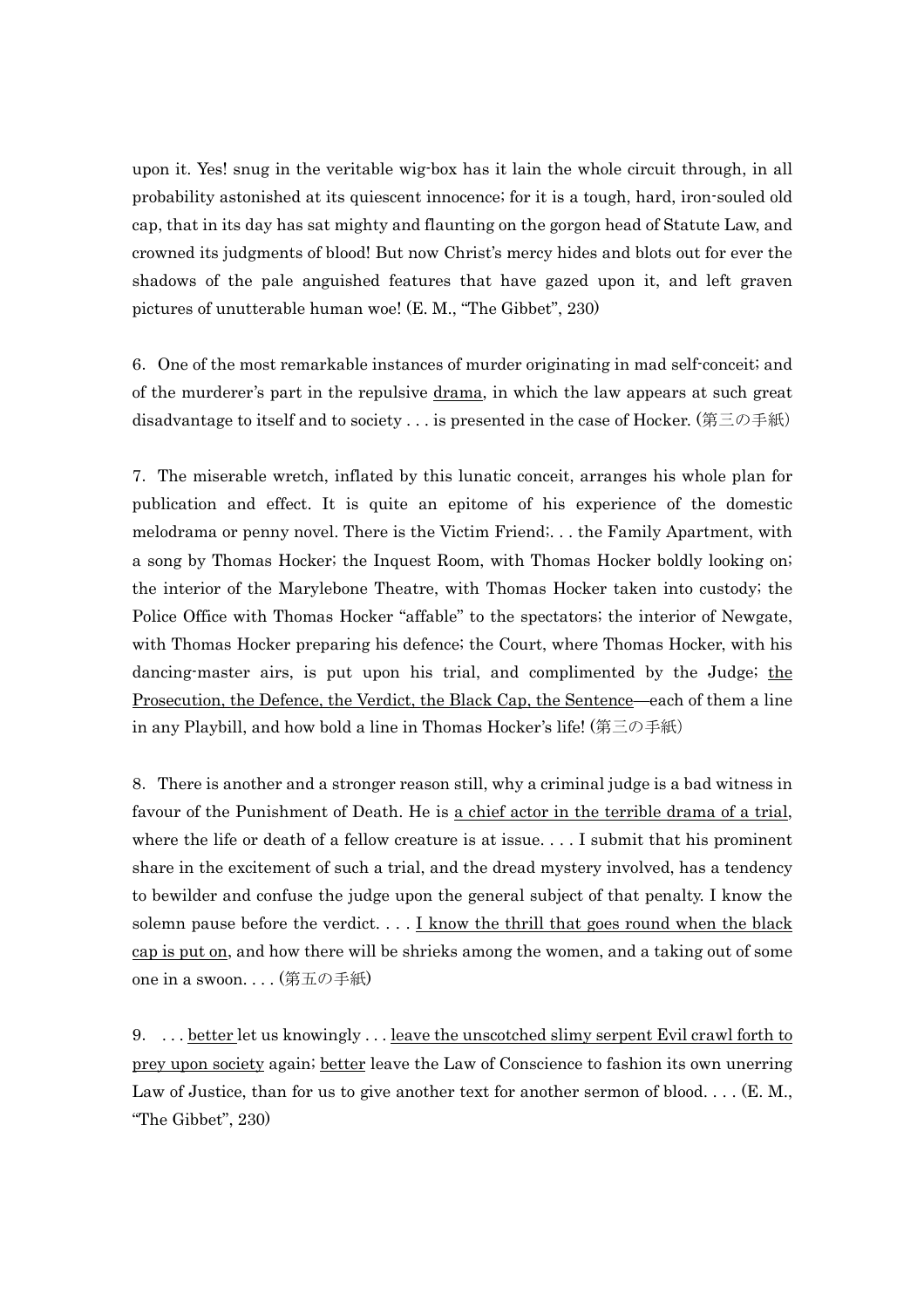upon it. Yes! snug in the veritable wig-box has it lain the whole circuit through, in all probability astonished at its quiescent innocence; for it is a tough, hard, iron-souled old cap, that in its day has sat mighty and flaunting on the gorgon head of Statute Law, and crowned its judgments of blood! But now Christ's mercy hides and blots out for ever the shadows of the pale anguished features that have gazed upon it, and left graven pictures of unutterable human woe! (E. M., "The Gibbet", 230)

6. One of the most remarkable instances of murder originating in mad self-conceit; and of the murderer's part in the repulsive <u>drama</u>, in which the law appears at such great disadvantage to itself and to society . . . is presented in the case of Hocker. (第三の手紙)

7. The miserable wretch, inflated by this lunatic conceit, arranges his whole plan for publication and effect. It is quite an epitome of his experience of the domestic melodrama or penny novel. There is the Victim Friend;. . . the Family Apartment, with a song by Thomas Hocker; the Inquest Room, with Thomas Hocker boldly looking on; the interior of the Marylebone Theatre, with Thomas Hocker taken into custody; the Police Office with Thomas Hocker "affable" to the spectators; the interior of Newgate, with Thomas Hocker preparing his defence; the Court, where Thomas Hocker, with his dancing-master airs, is put upon his trial, and complimented by the Judge; <u>the Prosecution, the Defence, the Verdict, the Black Cap, the Sentence</u>—each of them a line in any Playbill, and how bold a line in Thomas Hocker's life! (第三の手紙)

8. There is another and a stronger reason still, why a criminal judge is a bad witness in favour of the Punishment of Death. He is <u>a chief actor in the terrible drama of a trial</u>, where the life or death of a fellow creature is at issue. . . . I submit that his prominent share in the excitement of such a trial, and the dread mystery involved, has a tendency to bewilder and confuse the judge upon the general subject of that penalty. I know the solemn pause before the verdict. . . . <u>I know the thrill that goes round when the black cap is put on</u>, and how there will be shrieks among the women, and a taking out of some one in a swoon. . . . (第五の手紙)

9. . . . <u>better</u> let us knowingly . . . <u>leave the unscotched slimy serpent Evil crawl forth to prey upon society</u> again; <u>better</u> leave the Law of Conscience to fashion its own unerring Law of Justice, than for us to give another text for another sermon of blood. . . . (E. M., "The Gibbet", 230)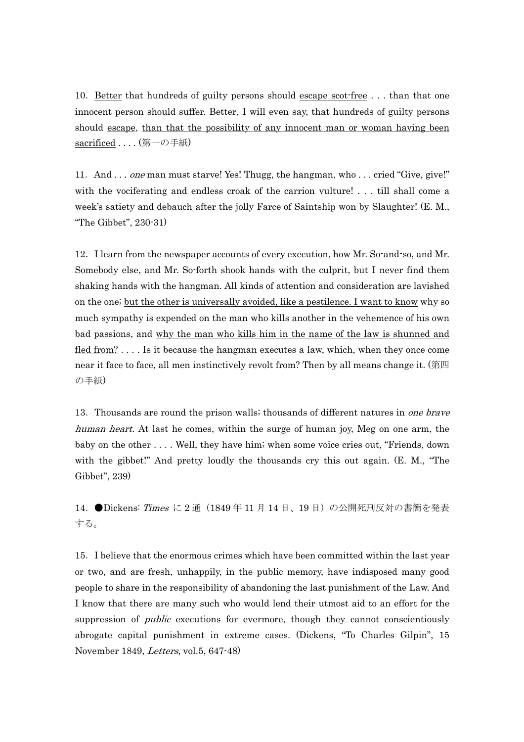10. <u>Better</u> that hundreds of guilty persons should <u>escape scot-free</u> . . . than that one innocent person should suffer. <u>Better</u>, I will even say, that hundreds of guilty persons should <u>escape</u>, <u>than that the possibility of any innocent man or woman having been sacrificed</u> . . . . (第一の手紙)

11. And . . . *one* man must starve! Yes! Thugg, the hangman, who . . . cried "Give, give!" with the vociferating and endless croak of the carrion vulture! . . . till shall come a week's satiety and debauch after the jolly Farce of Saintship won by Slaughter! (E. M., "The Gibbet", 230-31)

12. I learn from the newspaper accounts of every execution, how Mr. So-and-so, and Mr. Somebody else, and Mr. So-forth shook hands with the culprit, but I never find them shaking hands with the hangman. All kinds of attention and consideration are lavished on the one; <u>but the other is universally avoided, like a pestilence. I want to know</u> why so much sympathy is expended on the man who kills another in the vehemence of his own bad passions, and <u>why the man who kills him in the name of the law is shunned and fled from?</u> . . . . Is it because the hangman executes a law, which, when they once come near it face to face, all men instinctively revolt from? Then by all means change it. (第四の手紙)

13. Thousands are round the prison walls; thousands of different natures in *one brave human heart.* At last he comes, within the surge of human joy, Meg on one arm, the baby on the other . . . . Well, they have him; when some voice cries out, "Friends, down with the gibbet!" And pretty loudly the thousands cry this out again. (E. M., "The Gibbet", 239)

14. ●Dickens: *Times* に 2 通（1849 年 11 月 14 日、19 日）の公開死刑反対の書簡を発表する。

15. I believe that the enormous crimes which have been committed within the last year or two, and are fresh, unhappily, in the public memory, have indisposed many good people to share in the responsibility of abandoning the last punishment of the Law. And I know that there are many such who would lend their utmost aid to an effort for the suppression of *public* executions for evermore, though they cannot conscientiously abrogate capital punishment in extreme cases. (Dickens, "To Charles Gilpin", 15 November 1849, *Letters*, vol.5, 647-48)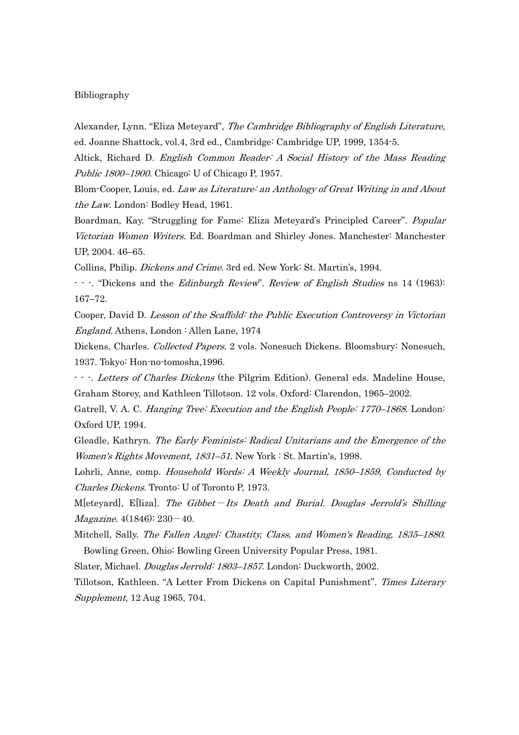Bibliography

Alexander, Lynn. "Eliza Meteyard", *The Cambridge Bibliography of English Literature*, ed. Joanne Shattock, vol.4, 3rd ed., Cambridge: Cambridge UP, 1999, 1354-5.

Altick, Richard D. *English Common Reader: A Social History of the Mass Reading Public 1800–1900*. Chicago: U of Chicago P, 1957.

Blom-Cooper, Louis, ed. *Law as Literature: an Anthology of Great Writing in and About the Law*. London: Bodley Head, 1961.

Boardman, Kay. "Struggling for Fame: Eliza Meteyard's Principled Career". *Popular Victorian Women Writers.* Ed. Boardman and Shirley Jones. Manchester: Manchester UP, 2004. 46–65.

Collins, Philip. *Dickens and Crime*. 3rd ed. New York: St. Martin's, 1994.

- - -. "Dickens and the *Edinburgh Review*". *Review of English Studies* ns 14 (1963): 167–72.

Cooper, David D. *Lesson of the Scaffold: the Public Execution Controversy in Victorian England*. Athens, London : Allen Lane, 1974

Dickens, Charles. *Collected Papers*. 2 vols. Nonesuch Dickens. Bloomsbury: Nonesuch, 1937. Tokyo: Hon-no-tomosha,1996.

- - -. *Letters of Charles Dickens* (the Pilgrim Edition). General eds. Madeline House, Graham Storey, and Kathleen Tillotson. 12 vols. Oxford: Clarendon, 1965–2002.

Gatrell, V. A. C. *Hanging Tree: Execution and the English People: 1770–1868*. London: Oxford UP, 1994.

Gleadle, Kathryn. *The Early Feminists: Radical Unitarians and the Emergence of the Women's Rights Movement, 1831–51*. New York : St. Martin's, 1998.

Lohrli, Anne, comp. *Household Words: A Weekly Journal, 1850–1859, Conducted by Charles Dickens.* Tronto: U of Toronto P, 1973.

M[eteyard], E[liza]. *The Gibbet*—*Its Death and Burial. Douglas Jerrold's Shilling Magazine.* 4(1846): 230—40.

Mitchell, Sally. *The Fallen Angel: Chastity, Class, and Women's Reading, 1835–1880*. Bowling Green, Ohio: Bowling Green University Popular Press, 1981.

Slater, Michael. *Douglas Jerrold: 1803–1857*. London: Duckworth, 2002.

Tillotson, Kathleen. "A Letter From Dickens on Capital Punishment". *Times Literary Supplement*, 12 Aug 1965, 704.